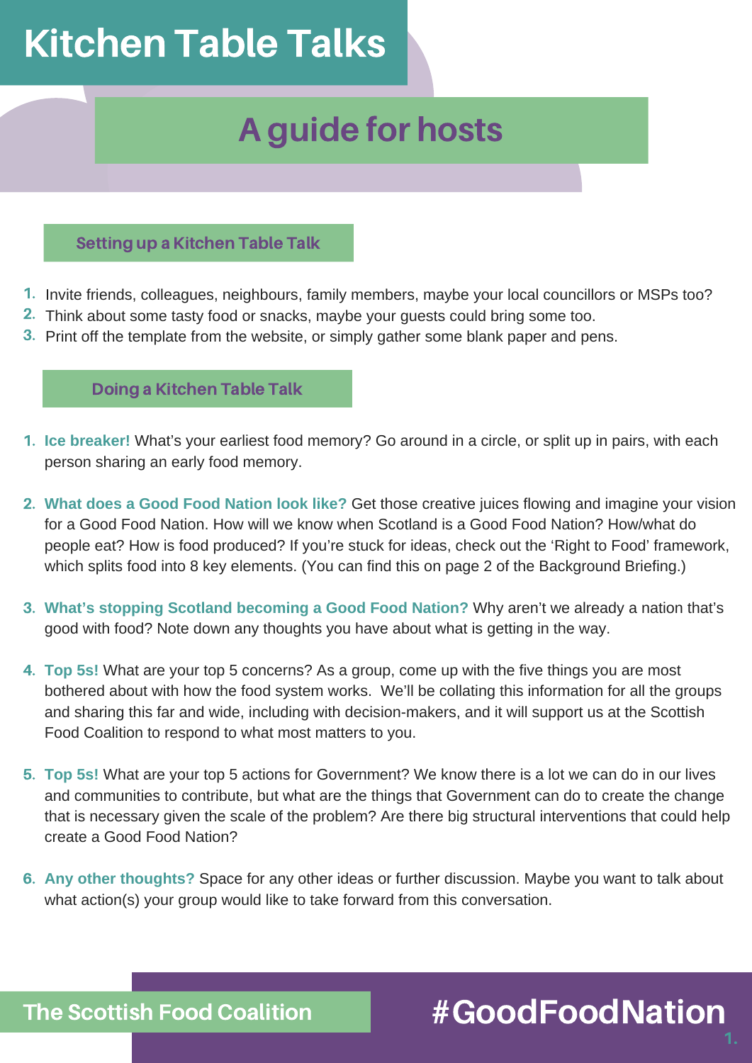# Kitchen Table Talks

## A guide for hosts

### Setting up a Kitchen Table Talk

1. Invite friends, colleagues, neighbours, family members, maybe your local councillors or MSPs too?
2. Think about some tasty food or snacks, maybe your guests could bring some too.
3. Print off the template from the website, or simply gather some blank paper and pens.

### Doing a Kitchen Table Talk

1. **Ice breaker!** What's your earliest food memory? Go around in a circle, or split up in pairs, with each person sharing an early food memory.

2. **What does a Good Food Nation look like?** Get those creative juices flowing and imagine your vision for a Good Food Nation. How will we know when Scotland is a Good Food Nation? How/what do people eat? How is food produced? If you're stuck for ideas, check out the 'Right to Food' framework, which splits food into 8 key elements. (You can find this on page 2 of the Background Briefing.)

3. **What's stopping Scotland becoming a Good Food Nation?** Why aren't we already a nation that's good with food? Note down any thoughts you have about what is getting in the way.

4. **Top 5s!** What are your top 5 concerns? As a group, come up with the five things you are most bothered about with how the food system works. We'll be collating this information for all the groups and sharing this far and wide, including with decision-makers, and it will support us at the Scottish Food Coalition to respond to what most matters to you.

5. **Top 5s!** What are your top 5 actions for Government? We know there is a lot we can do in our lives and communities to contribute, but what are the things that Government can do to create the change that is necessary given the scale of the problem? Are there big structural interventions that could help create a Good Food Nation?

6. **Any other thoughts?** Space for any other ideas or further discussion. Maybe you want to talk about what action(s) your group would like to take forward from this conversation.

The Scottish Food Coalition

#GoodFoodNation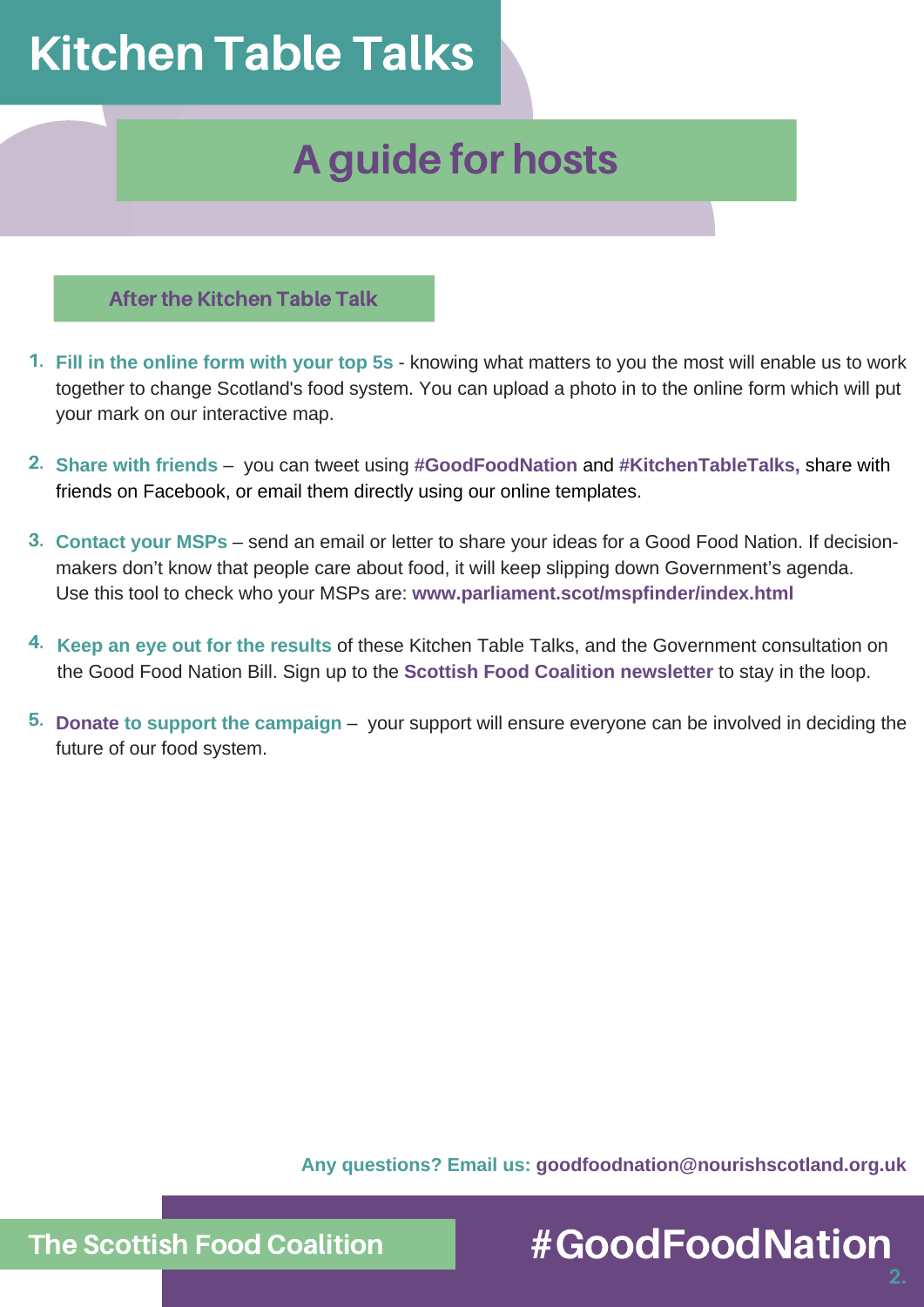# Kitchen Table Talks

## A guide for hosts

### After the Kitchen Table Talk

1. **Fill in the online form with your top 5s** - knowing what matters to you the most will enable us to work together to change Scotland's food system. You can upload a photo in to the online form which will put your mark on our interactive map.

2. **Share with friends** – you can tweet using **#GoodFoodNation** and **#KitchenTableTalks,** share with friends on Facebook, or email them directly using our online templates.

3. **Contact your MSPs** – send an email or letter to share your ideas for a Good Food Nation. If decision-makers don't know that people care about food, it will keep slipping down Government's agenda. Use this tool to check who your MSPs are: **www.parliament.scot/mspfinder/index.html**

4. **Keep an eye out for the results** of these Kitchen Table Talks, and the Government consultation on the Good Food Nation Bill. Sign up to the **Scottish Food Coalition newsletter** to stay in the loop.

5. **Donate to support the campaign** – your support will ensure everyone can be involved in deciding the future of our food system.

**Any questions? Email us: goodfoodnation@nourishscotland.org.uk**

The Scottish Food Coalition

#GoodFoodNation